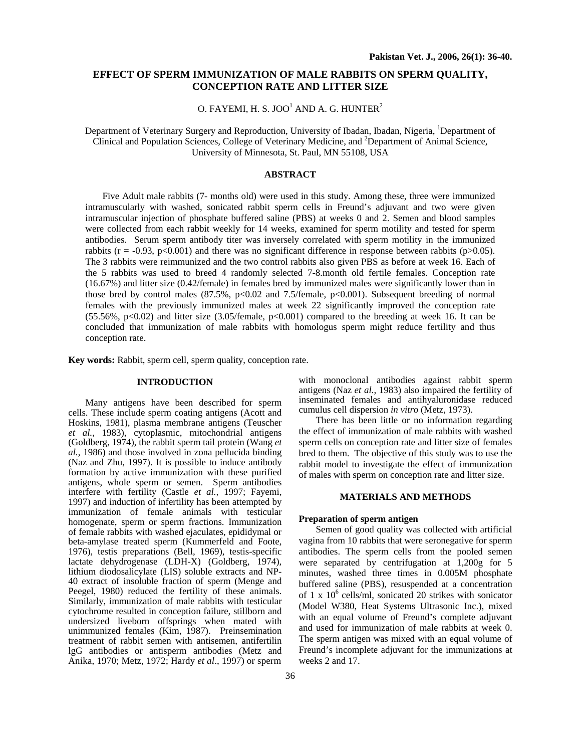# EFFECT OF SPERM IMMUNIZATION OF MALE RABBITS ON SPERM QUALITY, CONCEPTION RATE AND LITTER SIZE

O. FAYEMI, H. S. JOO[1] AND A. G. HUNTER[2]

Department of Veterinary Surgery and Reproduction, University of Ibadan, Ibadan, Nigeria, [1]Department of Clinical and Population Sciences, College of Veterinary Medicine, and [2]Department of Animal Science, University of Minnesota, St. Paul, MN 55108, USA

## ABSTRACT

Five Adult male rabbits (7- months old) were used in this study. Among these, three were immunized intramuscularly with washed, sonicated rabbit sperm cells in Freund's adjuvant and two were given intramuscular injection of phosphate buffered saline (PBS) at weeks 0 and 2. Semen and blood samples were collected from each rabbit weekly for 14 weeks, examined for sperm motility and tested for sperm antibodies. Serum sperm antibody titer was inversely correlated with sperm motility in the immunized rabbits ($r = -0.93$, $p<0.001$) and there was no significant difference in response between rabbits ($p>0.05$). The 3 rabbits were reimmunized and the two control rabbits also given PBS as before at week 16. Each of the 5 rabbits was used to breed 4 randomly selected 7-8.month old fertile females. Conception rate (16.67%) and litter size (0.42/female) in females bred by immunized males were significantly lower than in those bred by control males (87.5%, $p<0.02$ and 7.5/female, $p<0.001$). Subsequent breeding of normal females with the previously immunized males at week 22 significantly improved the conception rate (55.56%, $p<0.02$) and litter size (3.05/female, $p<0.001$) compared to the breeding at week 16. It can be concluded that immunization of male rabbits with homologus sperm might reduce fertility and thus conception rate.

**Key words:** Rabbit, sperm cell, sperm quality, conception rate.

## INTRODUCTION

Many antigens have been described for sperm cells. These include sperm coating antigens (Acott and Hoskins, 1981), plasma membrane antigens (Teuscher *et al.*, 1983), cytoplasmic, mitochondrial antigens (Goldberg, 1974), the rabbit sperm tail protein (Wang *et al.*, 1986) and those involved in zona pellucida binding (Naz and Zhu, 1997). It is possible to induce antibody formation by active immunization with these purified antigens, whole sperm or semen. Sperm antibodies interfere with fertility (Castle *et al.*, 1997; Fayemi, 1997) and induction of infertility has been attempted by immunization of female animals with testicular homogenate, sperm or sperm fractions. Immunization of female rabbits with washed ejaculates, epididymal or beta-amylase treated sperm (Kummerfeld and Foote, 1976), testis preparations (Bell, 1969), testis-specific lactate dehydrogenase (LDH-X) (Goldberg, 1974), lithium diodosalicylate (LIS) soluble extracts and NP-40 extract of insoluble fraction of sperm (Menge and Peegel, 1980) reduced the fertility of these animals. Similarly, immunization of male rabbits with testicular cytochrome resulted in conception failure, stillborn and undersized liveborn offsprings when mated with unimmunized females (Kim, 1987). Preinsemination treatment of rabbit semen with antisemen, antifertilin lgG antibodies or antisperm antibodies (Metz and Anika, 1970; Metz, 1972; Hardy *et al*., 1997) or sperm with monoclonal antibodies against rabbit sperm antigens (Naz *et al.*, 1983) also impaired the fertility of inseminated females and antihyaluronidase reduced cumulus cell dispersion *in vitro* (Metz, 1973).

There has been little or no information regarding the effect of immunization of male rabbits with washed sperm cells on conception rate and litter size of females bred to them. The objective of this study was to use the rabbit model to investigate the effect of immunization of males with sperm on conception rate and litter size.

## MATERIALS AND METHODS

### Preparation of sperm antigen

Semen of good quality was collected with artificial vagina from 10 rabbits that were seronegative for sperm antibodies. The sperm cells from the pooled semen were separated by centrifugation at 1,200g for 5 minutes, washed three times in 0.005M phosphate buffered saline (PBS), resuspended at a concentration of $1 \times 10^6$ cells/ml, sonicated 20 strikes with sonicator (Model W380, Heat Systems Ultrasonic Inc.), mixed with an equal volume of Freund's complete adjuvant and used for immunization of male rabbits at week 0. The sperm antigen was mixed with an equal volume of Freund's incomplete adjuvant for the immunizations at weeks 2 and 17.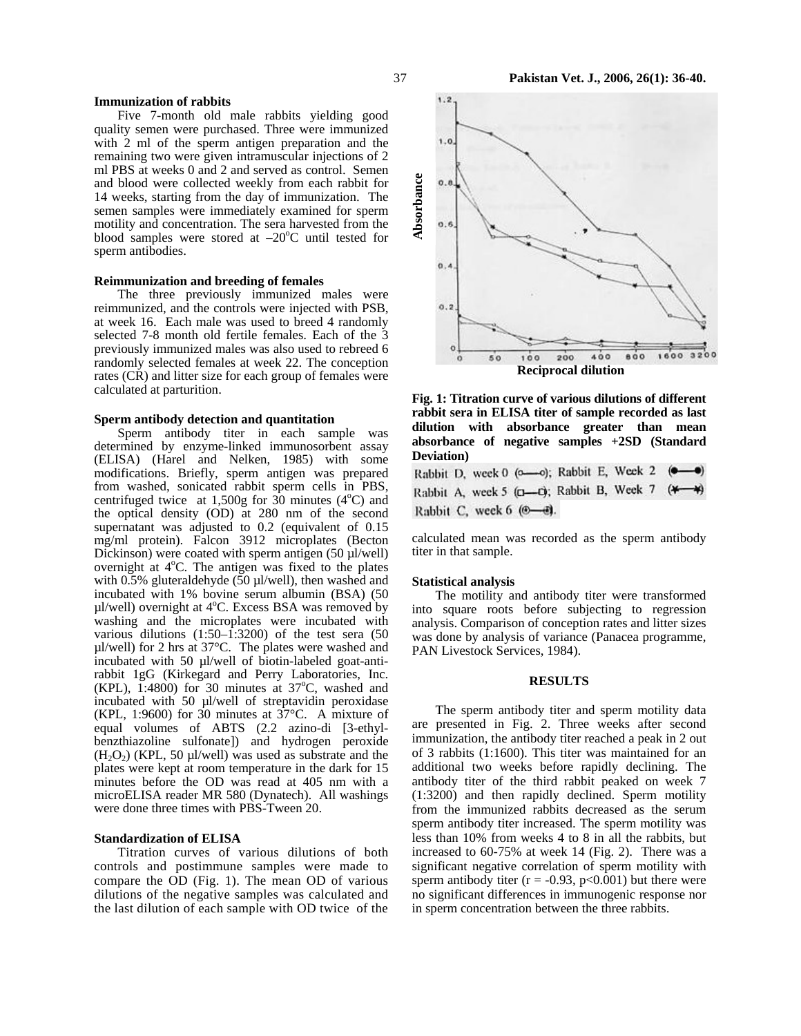### Immunization of rabbits

Five 7-month old male rabbits yielding good quality semen were purchased. Three were immunized with 2 ml of the sperm antigen preparation and the remaining two were given intramuscular injections of 2 ml PBS at weeks 0 and 2 and served as control. Semen and blood were collected weekly from each rabbit for 14 weeks, starting from the day of immunization. The semen samples were immediately examined for sperm motility and concentration. The sera harvested from the blood samples were stored at $-20^{o}$C until tested for sperm antibodies.

### Reimmunization and breeding of females

The three previously immunized males were reimmunized, and the controls were injected with PSB, at week 16. Each male was used to breed 4 randomly selected 7-8 month old fertile females. Each of the 3 previously immunized males was also used to rebreed 6 randomly selected females at week 22. The conception rates (CR) and litter size for each group of females were calculated at parturition.

### Sperm antibody detection and quantitation

Sperm antibody titer in each sample was determined by enzyme-linked immunosorbent assay (ELISA) (Harel and Nelken, 1985) with some modifications. Briefly, sperm antigen was prepared from washed, sonicated rabbit sperm cells in PBS, centrifuged twice at 1,500g for 30 minutes ($4^{o}$C) and the optical density (OD) at 280 nm of the second supernatant was adjusted to 0.2 (equivalent of 0.15 mg/ml protein). Falcon 3912 microplates (Becton Dickinson) were coated with sperm antigen (50 µl/well) overnight at $4^{o}$C. The antigen was fixed to the plates with 0.5% gluteraldehyde (50 µl/well), then washed and incubated with 1% bovine serum albumin (BSA) (50 µl/well) overnight at $4^{o}$C. Excess BSA was removed by washing and the microplates were incubated with various dilutions (1:50–1:3200) of the test sera (50 µl/well) for 2 hrs at 37°C. The plates were washed and incubated with 50 µl/well of biotin-labeled goat-anti-rabbit 1gG (Kirkegard and Perry Laboratories, Inc. (KPL), 1:4800) for 30 minutes at $37^{o}$C, washed and incubated with 50 µl/well of streptavidin peroxidase (KPL, 1:9600) for 30 minutes at 37°C. A mixture of equal volumes of ABTS (2.2 azino-di [3-ethyl-benzthiazoline sulfonate]) and hydrogen peroxide ($H_2O_2$) (KPL, 50 µl/well) was used as substrate and the plates were kept at room temperature in the dark for 15 minutes before the OD was read at 405 nm with a microELISA reader MR 580 (Dynatech). All washings were done three times with PBS-Tween 20.

### Standardization of ELISA

Titration curves of various dilutions of both controls and postimmune samples were made to compare the OD (Fig. 1). The mean OD of various dilutions of the negative samples was calculated and the last dilution of each sample with OD twice of the calculated mean was recorded as the sperm antibody titer in that sample.

**Fig. 1: Titration curve of various dilutions of different rabbit sera in ELISA titer of sample recorded as last dilution with absorbance greater than mean absorbance of negative samples +2SD (Standard Deviation)**

Rabbit D, week 0 (o—o); Rabbit E, Week 2 (●—●)
Rabbit A, week 5 (□—□); Rabbit B, Week 7 (✱—✱)
Rabbit C, week 6 (⊕—⊕).

### Statistical analysis

The motility and antibody titer were transformed into square roots before subjecting to regression analysis. Comparison of conception rates and litter sizes was done by analysis of variance (Panacea programme, PAN Livestock Services, 1984).

## RESULTS

The sperm antibody titer and sperm motility data are presented in Fig. 2. Three weeks after second immunization, the antibody titer reached a peak in 2 out of 3 rabbits (1:1600). This titer was maintained for an additional two weeks before rapidly declining. The antibody titer of the third rabbit peaked on week 7 (1:3200) and then rapidly declined. Sperm motility from the immunized rabbits decreased as the serum sperm antibody titer increased. The sperm motility was less than 10% from weeks 4 to 8 in all the rabbits, but increased to 60-75% at week 14 (Fig. 2). There was a significant negative correlation of sperm motility with sperm antibody titer ($r = -0.93$, $p<0.001$) but there were no significant differences in immunogenic response nor in sperm concentration between the three rabbits.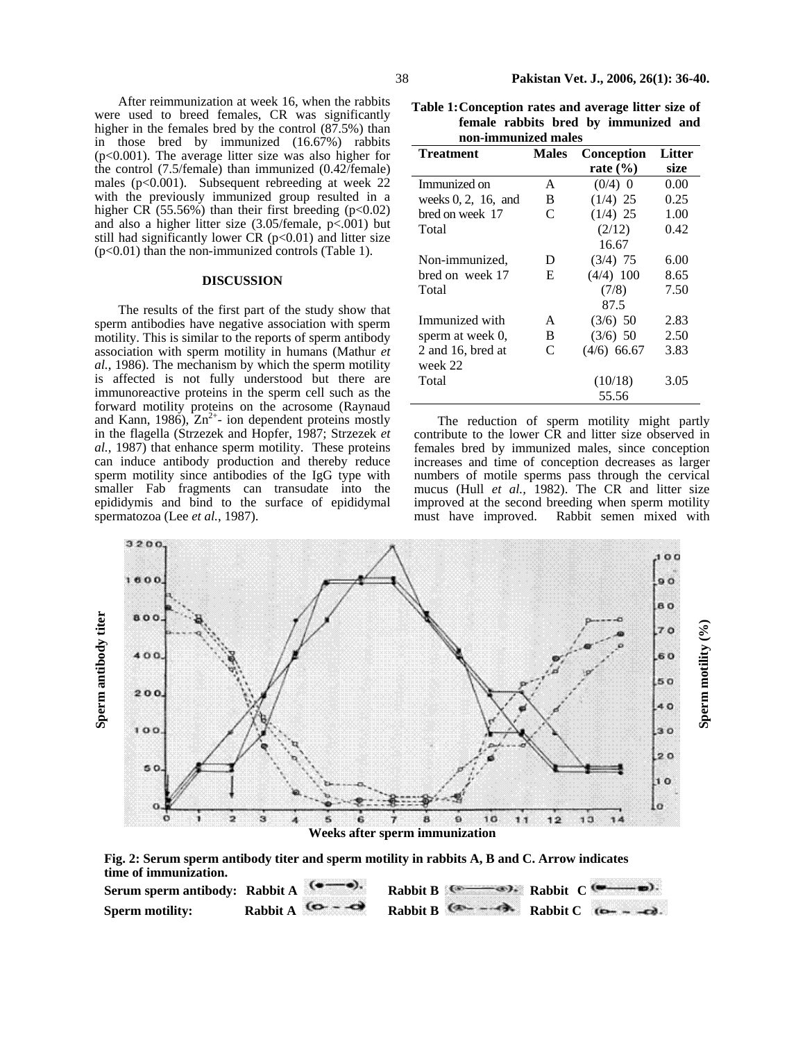After reimmunization at week 16, when the rabbits were used to breed females, CR was significantly higher in the females bred by the control (87.5%) than in those bred by immunized (16.67%) rabbits ($p<0.001$). The average litter size was also higher for the control (7.5/female) than immunized (0.42/female) males ($p<0.001$). Subsequent rebreeding at week 22 with the previously immunized group resulted in a higher CR (55.56%) than their first breeding ($p<0.02$) and also a higher litter size (3.05/female, $p<.001$) but still had significantly lower CR ($p<0.01$) and litter size ($p<0.01$) than the non-immunized controls (Table 1).

## DISCUSSION

The results of the first part of the study show that sperm antibodies have negative association with sperm motility. This is similar to the reports of sperm antibody association with sperm motility in humans (Mathur *et al.*, 1986). The mechanism by which the sperm motility is affected is not fully understood but there are immunoreactive proteins in the sperm cell such as the forward motility proteins on the acrosome (Raynaud and Kann, 1986), $Zn^{2+}$- ion dependent proteins mostly in the flagella (Strzezek and Hopfer, 1987; Strzezek *et al.*, 1987) that enhance sperm motility. These proteins can induce antibody production and thereby reduce sperm motility since antibodies of the IgG type with smaller Fab fragments can transudate into the epididymis and bind to the surface of epididymal spermatozoa (Lee *et al.*, 1987).

**Table 1: Conception rates and average litter size of female rabbits bred by immunized and non-immunized males**

| Treatment | Males | Conception rate (%) | Litter size |
|---|---|---|---|
| Immunized on weeks 0, 2, 16, and bred on week 17 | A | (0/4) 0 | 0.00 |
| | B | (1/4) 25 | 0.25 |
| | C | (1/4) 25 | 1.00 |
| Total | | (2/12) 16.67 | 0.42 |
| Non-immunized, bred on week 17 | D | (3/4) 75 | 6.00 |
| | E | (4/4) 100 | 8.65 |
| Total | | (7/8) 87.5 | 7.50 |
| Immunized with sperm at week 0, 2 and 16, bred at week 22 | A | (3/6) 50 | 2.83 |
| | B | (3/6) 50 | 2.50 |
| | C | (4/6) 66.67 | 3.83 |
| Total | | (10/18) 55.56 | 3.05 |

The reduction of sperm motility might partly contribute to the lower CR and litter size observed in females bred by immunized males, since conception increases and time of conception decreases as larger numbers of motile sperms pass through the cervical mucus (Hull *et al.*, 1982). The CR and litter size improved at the second breeding when sperm motility must have improved. Rabbit semen mixed with

**Fig. 2: Serum sperm antibody titer and sperm motility in rabbits A, B and C. Arrow indicates time of immunization.**
**Serum sperm antibody: Rabbit A (●—●). Rabbit B (◉—◉). Rabbit C (■—■).**
**Sperm motility: Rabbit A (○- -○) Rabbit B (◎- -◎). Rabbit C (□- -□).**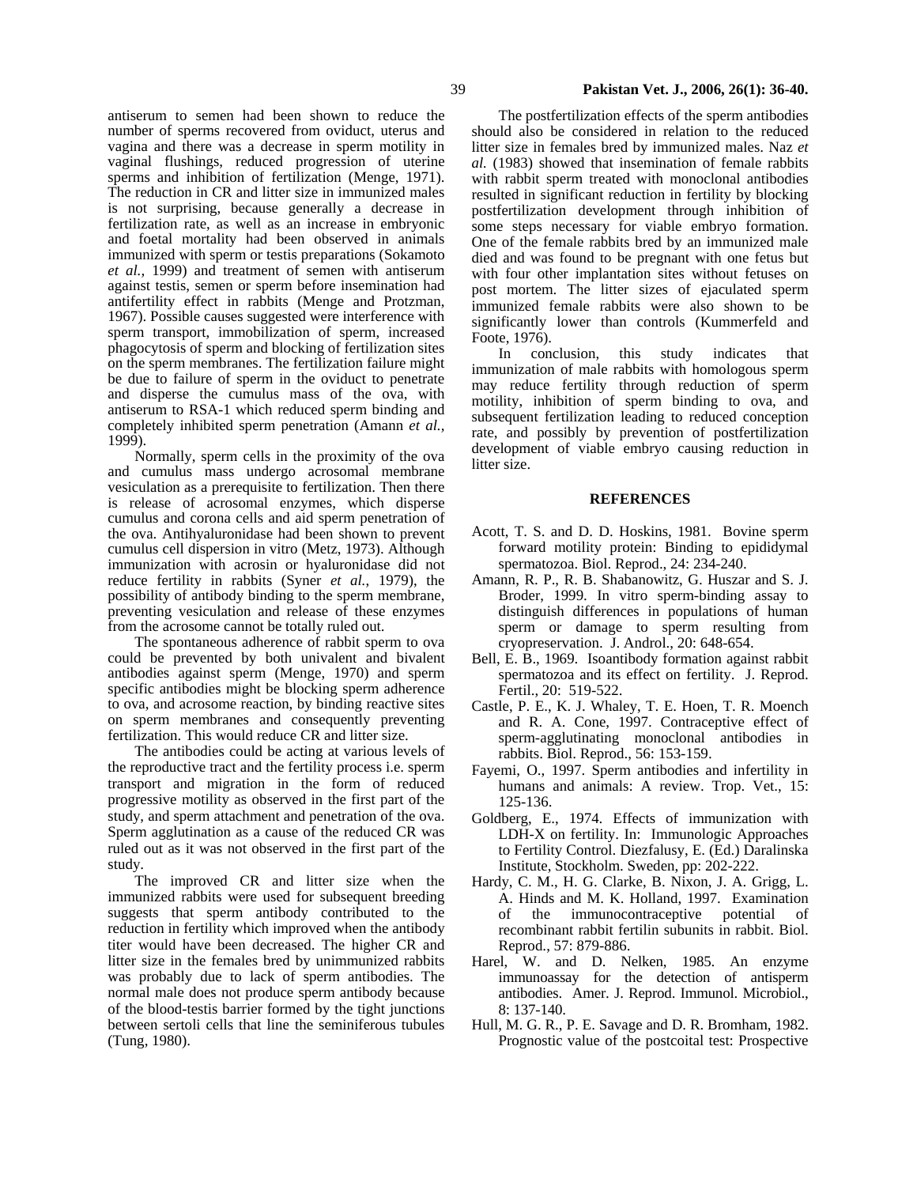antiserum to semen had been shown to reduce the number of sperms recovered from oviduct, uterus and vagina and there was a decrease in sperm motility in vaginal flushings, reduced progression of uterine sperms and inhibition of fertilization (Menge, 1971). The reduction in CR and litter size in immunized males is not surprising, because generally a decrease in fertilization rate, as well as an increase in embryonic and foetal mortality had been observed in animals immunized with sperm or testis preparations (Sokamoto *et al.*, 1999) and treatment of semen with antiserum against testis, semen or sperm before insemination had antifertility effect in rabbits (Menge and Protzman, 1967). Possible causes suggested were interference with sperm transport, immobilization of sperm, increased phagocytosis of sperm and blocking of fertilization sites on the sperm membranes. The fertilization failure might be due to failure of sperm in the oviduct to penetrate and disperse the cumulus mass of the ova, with antiserum to RSA-1 which reduced sperm binding and completely inhibited sperm penetration (Amann *et al.*, 1999).

Normally, sperm cells in the proximity of the ova and cumulus mass undergo acrosomal membrane vesiculation as a prerequisite to fertilization. Then there is release of acrosomal enzymes, which disperse cumulus and corona cells and aid sperm penetration of the ova. Antihyaluronidase had been shown to prevent cumulus cell dispersion in vitro (Metz, 1973). Although immunization with acrosin or hyaluronidase did not reduce fertility in rabbits (Syner *et al.*, 1979), the possibility of antibody binding to the sperm membrane, preventing vesiculation and release of these enzymes from the acrosome cannot be totally ruled out.

The spontaneous adherence of rabbit sperm to ova could be prevented by both univalent and bivalent antibodies against sperm (Menge, 1970) and sperm specific antibodies might be blocking sperm adherence to ova, and acrosome reaction, by binding reactive sites on sperm membranes and consequently preventing fertilization. This would reduce CR and litter size.

The antibodies could be acting at various levels of the reproductive tract and the fertility process i.e. sperm transport and migration in the form of reduced progressive motility as observed in the first part of the study, and sperm attachment and penetration of the ova. Sperm agglutination as a cause of the reduced CR was ruled out as it was not observed in the first part of the study.

The improved CR and litter size when the immunized rabbits were used for subsequent breeding suggests that sperm antibody contributed to the reduction in fertility which improved when the antibody titer would have been decreased. The higher CR and litter size in the females bred by unimmunized rabbits was probably due to lack of sperm antibodies. The normal male does not produce sperm antibody because of the blood-testis barrier formed by the tight junctions between sertoli cells that line the seminiferous tubules (Tung, 1980).

The postfertilization effects of the sperm antibodies should also be considered in relation to the reduced litter size in females bred by immunized males. Naz *et al.* (1983) showed that insemination of female rabbits with rabbit sperm treated with monoclonal antibodies resulted in significant reduction in fertility by blocking postfertilization development through inhibition of some steps necessary for viable embryo formation. One of the female rabbits bred by an immunized male died and was found to be pregnant with one fetus but with four other implantation sites without fetuses on post mortem. The litter sizes of ejaculated sperm immunized female rabbits were also shown to be significantly lower than controls (Kummerfeld and Foote, 1976).

In conclusion, this study indicates that immunization of male rabbits with homologous sperm may reduce fertility through reduction of sperm motility, inhibition of sperm binding to ova, and subsequent fertilization leading to reduced conception rate, and possibly by prevention of postfertilization development of viable embryo causing reduction in litter size.

## REFERENCES

Acott, T. S. and D. D. Hoskins, 1981. Bovine sperm forward motility protein: Binding to epididymal spermatozoa. Biol. Reprod., 24: 234-240.

Amann, R. P., R. B. Shabanowitz, G. Huszar and S. J. Broder, 1999. In vitro sperm-binding assay to distinguish differences in populations of human sperm or damage to sperm resulting from cryopreservation. J. Androl., 20: 648-654.

Bell, E. B., 1969. Isoantibody formation against rabbit spermatozoa and its effect on fertility. J. Reprod. Fertil., 20: 519-522.

Castle, P. E., K. J. Whaley, T. E. Hoen, T. R. Moench and R. A. Cone, 1997. Contraceptive effect of sperm-agglutinating monoclonal antibodies in rabbits. Biol. Reprod., 56: 153-159.

Fayemi, O., 1997. Sperm antibodies and infertility in humans and animals: A review. Trop. Vet., 15: 125-136.

Goldberg, E., 1974. Effects of immunization with LDH-X on fertility. In: Immunologic Approaches to Fertility Control. Diezfalusy, E. (Ed.) Daralinska Institute, Stockholm. Sweden, pp: 202-222.

Hardy, C. M., H. G. Clarke, B. Nixon, J. A. Grigg, L. A. Hinds and M. K. Holland, 1997. Examination of the immunocontraceptive potential of recombinant rabbit fertilin subunits in rabbit. Biol. Reprod., 57: 879-886.

Harel, W. and D. Nelken, 1985. An enzyme immunoassay for the detection of antisperm antibodies. Amer. J. Reprod. Immunol. Microbiol., 8: 137-140.

Hull, M. G. R., P. E. Savage and D. R. Bromham, 1982. Prognostic value of the postcoital test: Prospective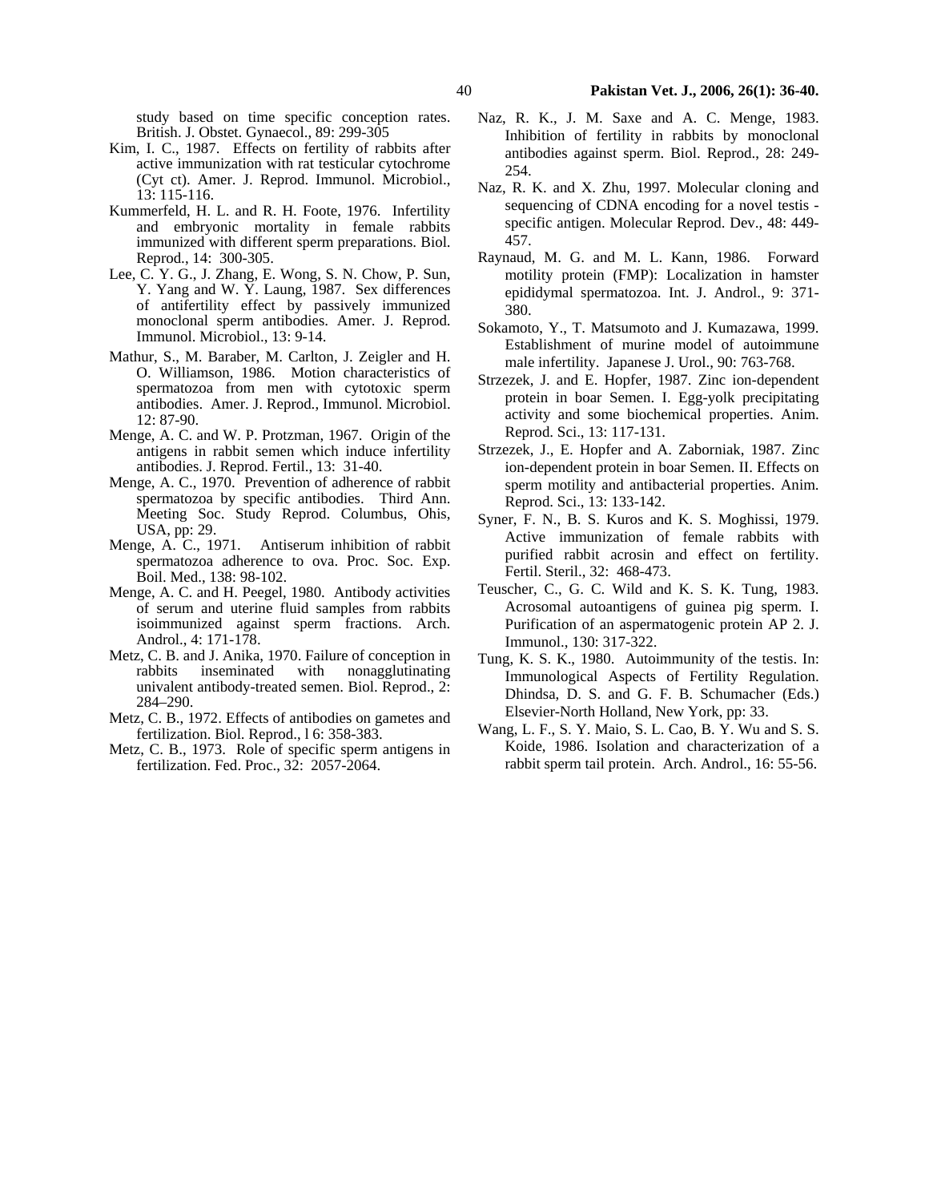study based on time specific conception rates. British. J. Obstet. Gynaecol., 89: 299-305

Kim, I. C., 1987. Effects on fertility of rabbits after active immunization with rat testicular cytochrome (Cyt ct). Amer. J. Reprod. Immunol. Microbiol., 13: 115-116.

Kummerfeld, H. L. and R. H. Foote, 1976. Infertility and embryonic mortality in female rabbits immunized with different sperm preparations. Biol. Reprod., 14: 300-305.

Lee, C. Y. G., J. Zhang, E. Wong, S. N. Chow, P. Sun, Y. Yang and W. Y. Laung, 1987. Sex differences of antifertility effect by passively immunized monoclonal sperm antibodies. Amer. J. Reprod. Immunol. Microbiol., 13: 9-14.

Mathur, S., M. Baraber, M. Carlton, J. Zeigler and H. O. Williamson, 1986. Motion characteristics of spermatozoa from men with cytotoxic sperm antibodies. Amer. J. Reprod., Immunol. Microbiol. 12: 87-90.

Menge, A. C. and W. P. Protzman, 1967. Origin of the antigens in rabbit semen which induce infertility antibodies. J. Reprod. Fertil., 13: 31-40.

Menge, A. C., 1970. Prevention of adherence of rabbit spermatozoa by specific antibodies. Third Ann. Meeting Soc. Study Reprod. Columbus, Ohis, USA, pp: 29.

Menge, A. C., 1971. Antiserum inhibition of rabbit spermatozoa adherence to ova. Proc. Soc. Exp. Boil. Med., 138: 98-102.

Menge, A. C. and H. Peegel, 1980. Antibody activities of serum and uterine fluid samples from rabbits isoimmunized against sperm fractions. Arch. Androl., 4: 171-178.

Metz, C. B. and J. Anika, 1970. Failure of conception in rabbits inseminated with nonagglutinating univalent antibody-treated semen. Biol. Reprod., 2: 284–290.

Metz, C. B., 1972. Effects of antibodies on gametes and fertilization. Biol. Reprod., l 6: 358-383.

Metz, C. B., 1973. Role of specific sperm antigens in fertilization. Fed. Proc., 32: 2057-2064.

Naz, R. K., J. M. Saxe and A. C. Menge, 1983. Inhibition of fertility in rabbits by monoclonal antibodies against sperm. Biol. Reprod., 28: 249-254.

Naz, R. K. and X. Zhu, 1997. Molecular cloning and sequencing of CDNA encoding for a novel testis - specific antigen. Molecular Reprod. Dev., 48: 449-457.

Raynaud, M. G. and M. L. Kann, 1986. Forward motility protein (FMP): Localization in hamster epididymal spermatozoa. Int. J. Androl., 9: 371-380.

Sokamoto, Y., T. Matsumoto and J. Kumazawa, 1999. Establishment of murine model of autoimmune male infertility. Japanese J. Urol., 90: 763-768.

Strzezek, J. and E. Hopfer, 1987. Zinc ion-dependent protein in boar Semen. I. Egg-yolk precipitating activity and some biochemical properties. Anim. Reprod. Sci., 13: 117-131.

Strzezek, J., E. Hopfer and A. Zaborniak, 1987. Zinc ion-dependent protein in boar Semen. II. Effects on sperm motility and antibacterial properties. Anim. Reprod. Sci., 13: 133-142.

Syner, F. N., B. S. Kuros and K. S. Moghissi, 1979. Active immunization of female rabbits with purified rabbit acrosin and effect on fertility. Fertil. Steril., 32: 468-473.

Teuscher, C., G. C. Wild and K. S. K. Tung, 1983. Acrosomal autoantigens of guinea pig sperm. I. Purification of an aspermatogenic protein AP 2. J. Immunol., 130: 317-322.

Tung, K. S. K., 1980. Autoimmunity of the testis. In: Immunological Aspects of Fertility Regulation. Dhindsa, D. S. and G. F. B. Schumacher (Eds.) Elsevier-North Holland, New York, pp: 33.

Wang, L. F., S. Y. Maio, S. L. Cao, B. Y. Wu and S. S. Koide, 1986. Isolation and characterization of a rabbit sperm tail protein. Arch. Androl., 16: 55-56.